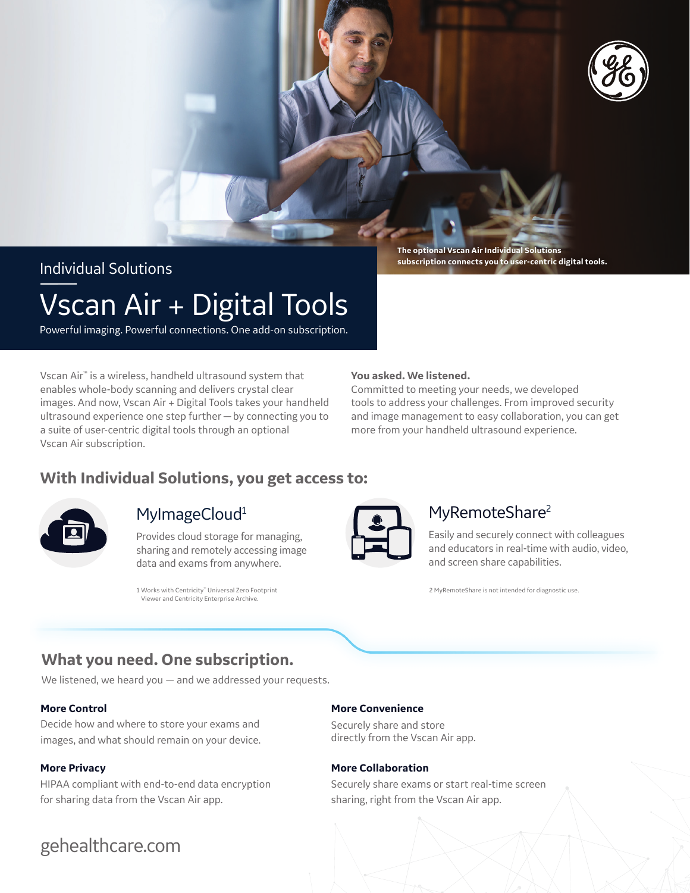The optional Vscan Air Individual Solutions subscription connects you to user-centric digital tools.

Individual Solutions

# Vscan Air + Digital Tools

Powerful imaging. Powerful connections. One add-on subscription.

Vscan Air™ is a wireless, handheld ultrasound system that enables whole-body scanning and delivers crystal clear images. And now, Vscan Air + Digital Tools takes your handheld ultrasound experience one step further — by connecting you to a suite of user-centric digital tools through an optional Vscan Air subscription.

**You asked. We listened.**
Committed to meeting your needs, we developed tools to address your challenges. From improved security and image management to easy collaboration, you can get more from your handheld ultrasound experience.

## With Individual Solutions, you get access to:

### MyImageCloud[1]

Provides cloud storage for managing, sharing and remotely accessing image data and exams from anywhere.

1 Works with Centricity™ Universal Zero Footprint Viewer and Centricity Enterprise Archive.

### MyRemoteShare[2]

Easily and securely connect with colleagues and educators in real-time with audio, video, and screen share capabilities.

2 MyRemoteShare is not intended for diagnostic use.

## What you need. One subscription.

We listened, we heard you — and we addressed your requests.

**More Control**
Decide how and where to store your exams and images, and what should remain on your device.

**More Privacy**
HIPAA compliant with end-to-end data encryption for sharing data from the Vscan Air app.

**More Convenience**
Securely share and store directly from the Vscan Air app.

**More Collaboration**
Securely share exams or start real-time screen sharing, right from the Vscan Air app.

gehealthcare.com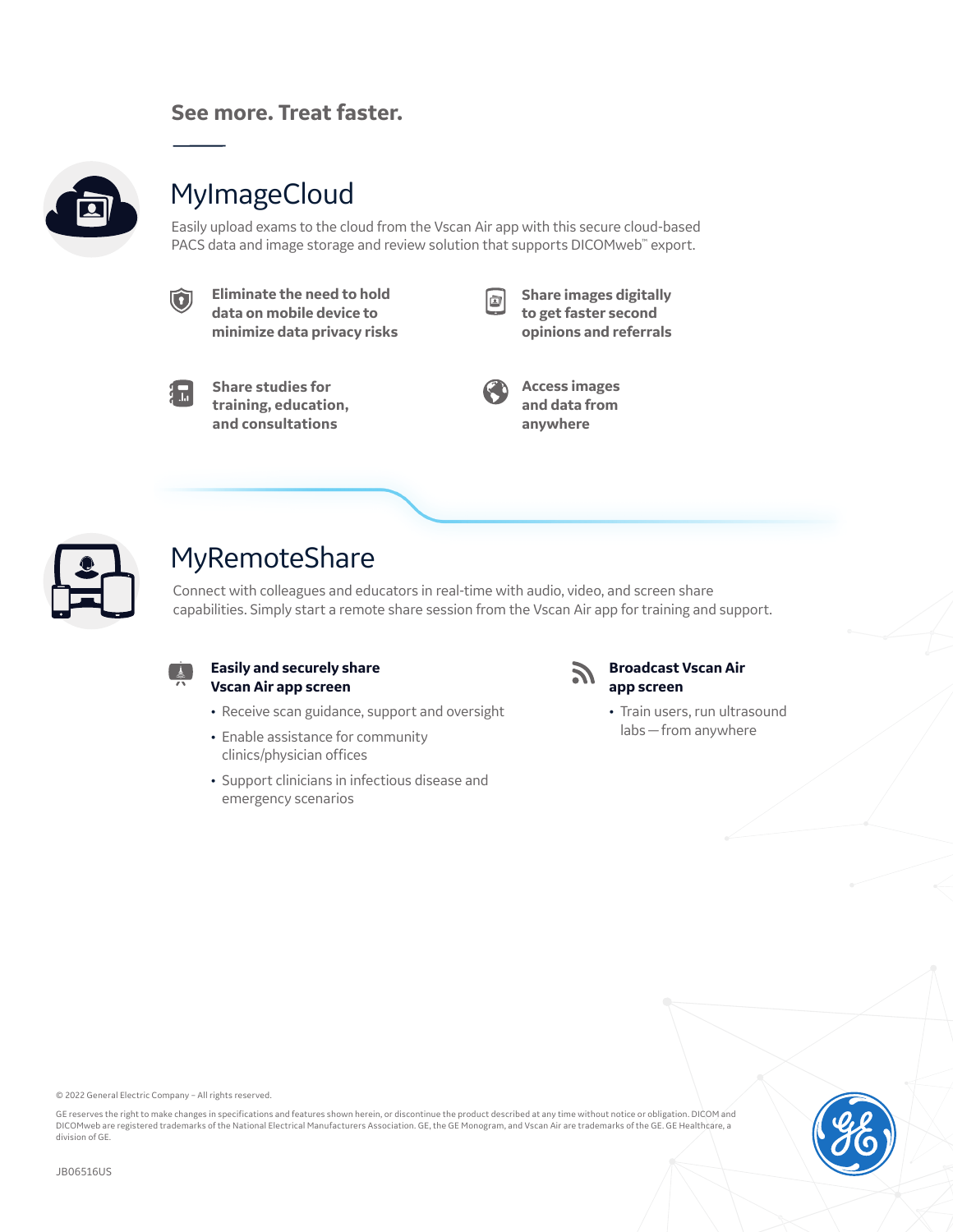## See more. Treat faster.

## MyImageCloud

Easily upload exams to the cloud from the Vscan Air app with this secure cloud-based PACS data and image storage and review solution that supports DICOMweb™ export.

**Eliminate the need to hold data on mobile device to minimize data privacy risks**

**Share images digitally to get faster second opinions and referrals**

**Share studies for training, education, and consultations**

**Access images and data from anywhere**

## MyRemoteShare

Connect with colleagues and educators in real-time with audio, video, and screen share capabilities. Simply start a remote share session from the Vscan Air app for training and support.

**Easily and securely share Vscan Air app screen**

- Receive scan guidance, support and oversight
- Enable assistance for community clinics/physician offices
- Support clinicians in infectious disease and emergency scenarios

**Broadcast Vscan Air app screen**

- Train users, run ultrasound labs — from anywhere

© 2022 General Electric Company – All rights reserved.

GE reserves the right to make changes in specifications and features shown herein, or discontinue the product described at any time without notice or obligation. DICOM and DICOMweb are registered trademarks of the National Electrical Manufacturers Association. GE, the GE Monogram, and Vscan Air are trademarks of the GE. GE Healthcare, a division of GE.

JB06516US